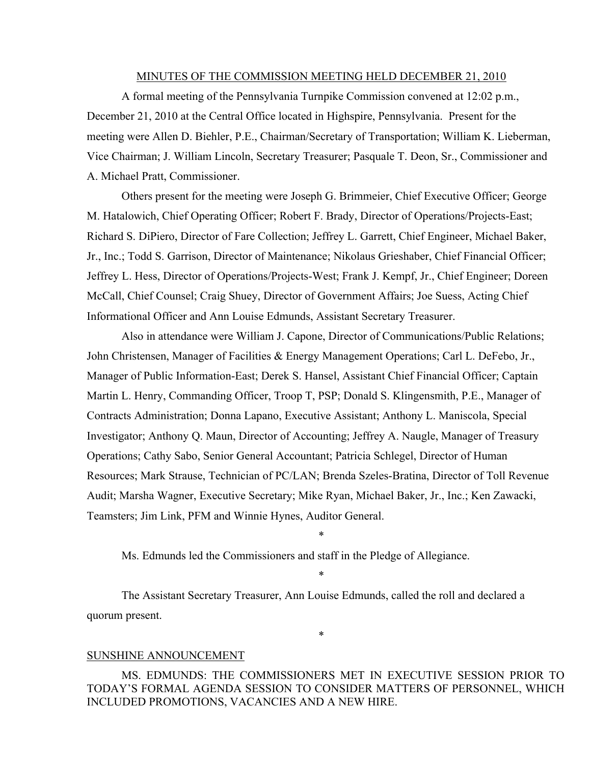MINUTES OF THE COMMISSION MEETING HELD DECEMBER 21, 2010

A formal meeting of the Pennsylvania Turnpike Commission convened at 12:02 p.m., December 21, 2010 at the Central Office located in Highspire, Pennsylvania. Present for the meeting were Allen D. Biehler, P.E., Chairman/Secretary of Transportation; William K. Lieberman, Vice Chairman; J. William Lincoln, Secretary Treasurer; Pasquale T. Deon, Sr., Commissioner and A. Michael Pratt, Commissioner.

Others present for the meeting were Joseph G. Brimmeier, Chief Executive Officer; George M. Hatalowich, Chief Operating Officer; Robert F. Brady, Director of Operations/Projects-East; Richard S. DiPiero, Director of Fare Collection; Jeffrey L. Garrett, Chief Engineer, Michael Baker, Jr., Inc.; Todd S. Garrison, Director of Maintenance; Nikolaus Grieshaber, Chief Financial Officer; Jeffrey L. Hess, Director of Operations/Projects-West; Frank J. Kempf, Jr., Chief Engineer; Doreen McCall, Chief Counsel; Craig Shuey, Director of Government Affairs; Joe Suess, Acting Chief Informational Officer and Ann Louise Edmunds, Assistant Secretary Treasurer.

Also in attendance were William J. Capone, Director of Communications/Public Relations; John Christensen, Manager of Facilities & Energy Management Operations; Carl L. DeFebo, Jr., Manager of Public Information-East; Derek S. Hansel, Assistant Chief Financial Officer; Captain Martin L. Henry, Commanding Officer, Troop T, PSP; Donald S. Klingensmith, P.E., Manager of Contracts Administration; Donna Lapano, Executive Assistant; Anthony L. Maniscola, Special Investigator; Anthony Q. Maun, Director of Accounting; Jeffrey A. Naugle, Manager of Treasury Operations; Cathy Sabo, Senior General Accountant; Patricia Schlegel, Director of Human Resources; Mark Strause, Technician of PC/LAN; Brenda Szeles-Bratina, Director of Toll Revenue Audit; Marsha Wagner, Executive Secretary; Mike Ryan, Michael Baker, Jr., Inc.; Ken Zawacki, Teamsters; Jim Link, PFM and Winnie Hynes, Auditor General.

*

Ms. Edmunds led the Commissioners and staff in the Pledge of Allegiance.

*

The Assistant Secretary Treasurer, Ann Louise Edmunds, called the roll and declared a quorum present.

*

SUNSHINE ANNOUNCEMENT

MS. EDMUNDS: THE COMMISSIONERS MET IN EXECUTIVE SESSION PRIOR TO TODAY'S FORMAL AGENDA SESSION TO CONSIDER MATTERS OF PERSONNEL, WHICH INCLUDED PROMOTIONS, VACANCIES AND A NEW HIRE.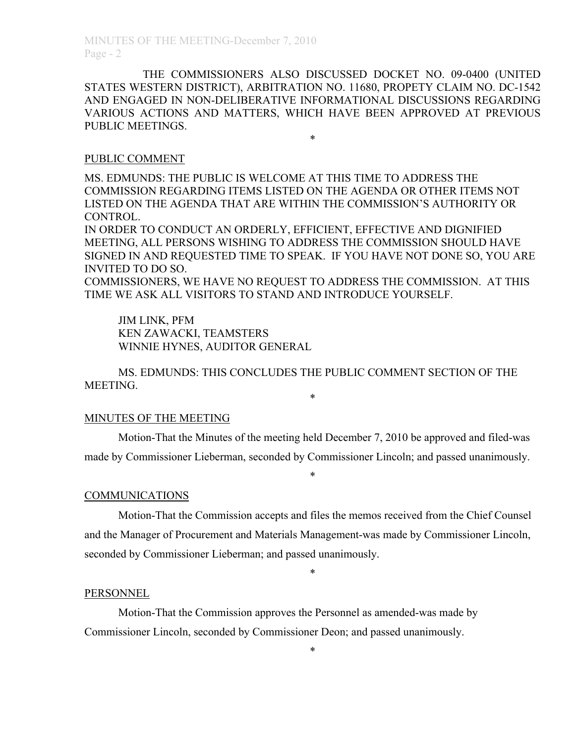THE COMMISSIONERS ALSO DISCUSSED DOCKET NO. 09-0400 (UNITED STATES WESTERN DISTRICT), ARBITRATION NO. 11680, PROPETY CLAIM NO. DC-1542 AND ENGAGED IN NON-DELIBERATIVE INFORMATIONAL DISCUSSIONS REGARDING VARIOUS ACTIONS AND MATTERS, WHICH HAVE BEEN APPROVED AT PREVIOUS PUBLIC MEETINGS.

*

PUBLIC COMMENT

MS. EDMUNDS: THE PUBLIC IS WELCOME AT THIS TIME TO ADDRESS THE COMMISSION REGARDING ITEMS LISTED ON THE AGENDA OR OTHER ITEMS NOT LISTED ON THE AGENDA THAT ARE WITHIN THE COMMISSION'S AUTHORITY OR CONTROL.

IN ORDER TO CONDUCT AN ORDERLY, EFFICIENT, EFFECTIVE AND DIGNIFIED MEETING, ALL PERSONS WISHING TO ADDRESS THE COMMISSION SHOULD HAVE SIGNED IN AND REQUESTED TIME TO SPEAK. IF YOU HAVE NOT DONE SO, YOU ARE INVITED TO DO SO.

COMMISSIONERS, WE HAVE NO REQUEST TO ADDRESS THE COMMISSION. AT THIS TIME WE ASK ALL VISITORS TO STAND AND INTRODUCE YOURSELF.

JIM LINK, PFM
KEN ZAWACKI, TEAMSTERS
WINNIE HYNES, AUDITOR GENERAL

MS. EDMUNDS: THIS CONCLUDES THE PUBLIC COMMENT SECTION OF THE MEETING.

*

MINUTES OF THE MEETING

Motion-That the Minutes of the meeting held December 7, 2010 be approved and filed-was made by Commissioner Lieberman, seconded by Commissioner Lincoln; and passed unanimously.

*

COMMUNICATIONS

Motion-That the Commission accepts and files the memos received from the Chief Counsel and the Manager of Procurement and Materials Management-was made by Commissioner Lincoln, seconded by Commissioner Lieberman; and passed unanimously.

*

PERSONNEL

Motion-That the Commission approves the Personnel as amended-was made by Commissioner Lincoln, seconded by Commissioner Deon; and passed unanimously.

*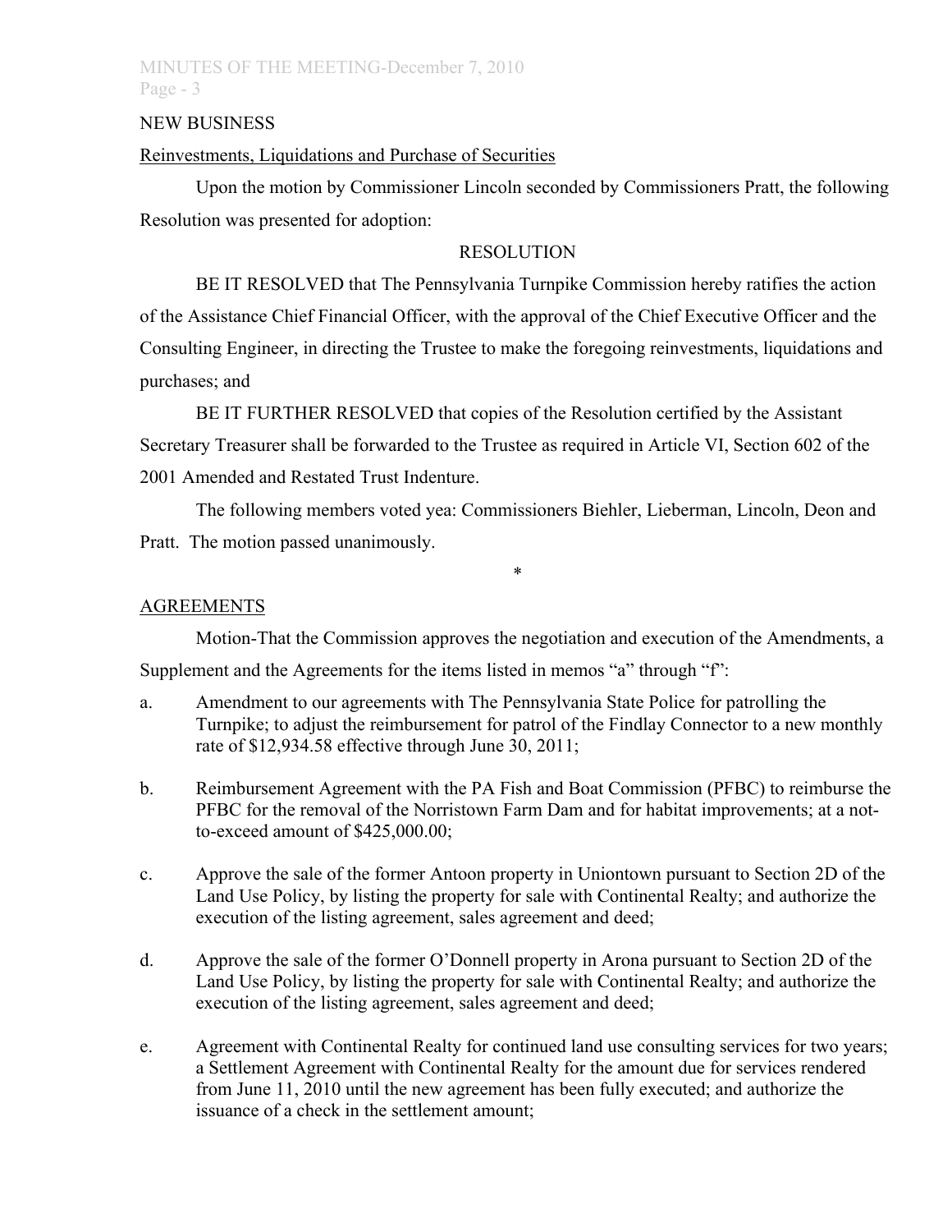NEW BUSINESS

Reinvestments, Liquidations and Purchase of Securities

Upon the motion by Commissioner Lincoln seconded by Commissioners Pratt, the following Resolution was presented for adoption:

RESOLUTION

BE IT RESOLVED that The Pennsylvania Turnpike Commission hereby ratifies the action of the Assistance Chief Financial Officer, with the approval of the Chief Executive Officer and the Consulting Engineer, in directing the Trustee to make the foregoing reinvestments, liquidations and purchases; and

BE IT FURTHER RESOLVED that copies of the Resolution certified by the Assistant Secretary Treasurer shall be forwarded to the Trustee as required in Article VI, Section 602 of the 2001 Amended and Restated Trust Indenture.

The following members voted yea: Commissioners Biehler, Lieberman, Lincoln, Deon and Pratt. The motion passed unanimously.

*

AGREEMENTS

Motion-That the Commission approves the negotiation and execution of the Amendments, a Supplement and the Agreements for the items listed in memos "a" through "f":

a. Amendment to our agreements with The Pennsylvania State Police for patrolling the Turnpike; to adjust the reimbursement for patrol of the Findlay Connector to a new monthly rate of $12,934.58 effective through June 30, 2011;

b. Reimbursement Agreement with the PA Fish and Boat Commission (PFBC) to reimburse the PFBC for the removal of the Norristown Farm Dam and for habitat improvements; at a not-to-exceed amount of $425,000.00;

c. Approve the sale of the former Antoon property in Uniontown pursuant to Section 2D of the Land Use Policy, by listing the property for sale with Continental Realty; and authorize the execution of the listing agreement, sales agreement and deed;

d. Approve the sale of the former O'Donnell property in Arona pursuant to Section 2D of the Land Use Policy, by listing the property for sale with Continental Realty; and authorize the execution of the listing agreement, sales agreement and deed;

e. Agreement with Continental Realty for continued land use consulting services for two years; a Settlement Agreement with Continental Realty for the amount due for services rendered from June 11, 2010 until the new agreement has been fully executed; and authorize the issuance of a check in the settlement amount;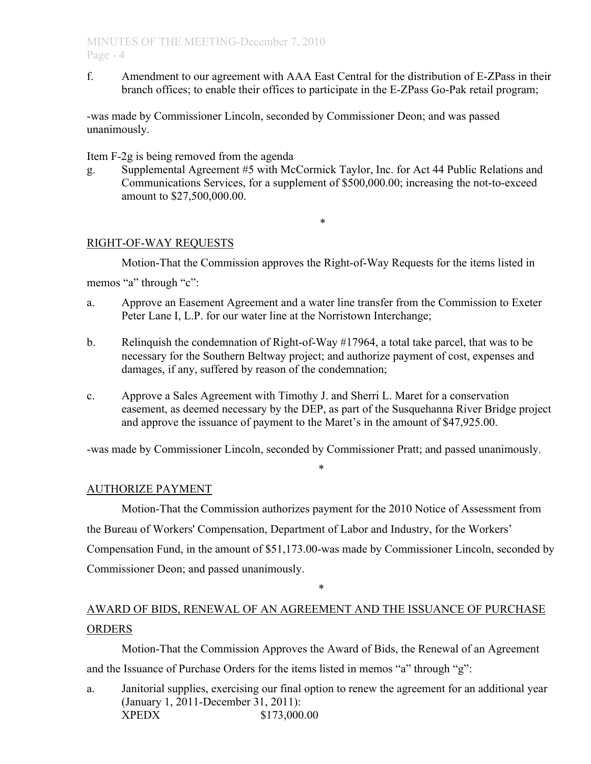f. Amendment to our agreement with AAA East Central for the distribution of E-ZPass in their branch offices; to enable their offices to participate in the E-ZPass Go-Pak retail program;

-was made by Commissioner Lincoln, seconded by Commissioner Deon; and was passed unanimously.

Item F-2g is being removed from the agenda

g. Supplemental Agreement #5 with McCormick Taylor, Inc. for Act 44 Public Relations and Communications Services, for a supplement of $500,000.00; increasing the not-to-exceed amount to $27,500,000.00.

*

RIGHT-OF-WAY REQUESTS

Motion-That the Commission approves the Right-of-Way Requests for the items listed in memos "a" through "c":

a. Approve an Easement Agreement and a water line transfer from the Commission to Exeter Peter Lane I, L.P. for our water line at the Norristown Interchange;

b. Relinquish the condemnation of Right-of-Way #17964, a total take parcel, that was to be necessary for the Southern Beltway project; and authorize payment of cost, expenses and damages, if any, suffered by reason of the condemnation;

c. Approve a Sales Agreement with Timothy J. and Sherri L. Maret for a conservation easement, as deemed necessary by the DEP, as part of the Susquehanna River Bridge project and approve the issuance of payment to the Maret's in the amount of $47,925.00.

-was made by Commissioner Lincoln, seconded by Commissioner Pratt; and passed unanimously.

*

AUTHORIZE PAYMENT

Motion-That the Commission authorizes payment for the 2010 Notice of Assessment from the Bureau of Workers' Compensation, Department of Labor and Industry, for the Workers' Compensation Fund, in the amount of $51,173.00-was made by Commissioner Lincoln, seconded by Commissioner Deon; and passed unanimously.

*

AWARD OF BIDS, RENEWAL OF AN AGREEMENT AND THE ISSUANCE OF PURCHASE ORDERS

Motion-That the Commission Approves the Award of Bids, the Renewal of an Agreement and the Issuance of Purchase Orders for the items listed in memos "a" through "g":

a. Janitorial supplies, exercising our final option to renew the agreement for an additional year (January 1, 2011-December 31, 2011):
XPEDX $173,000.00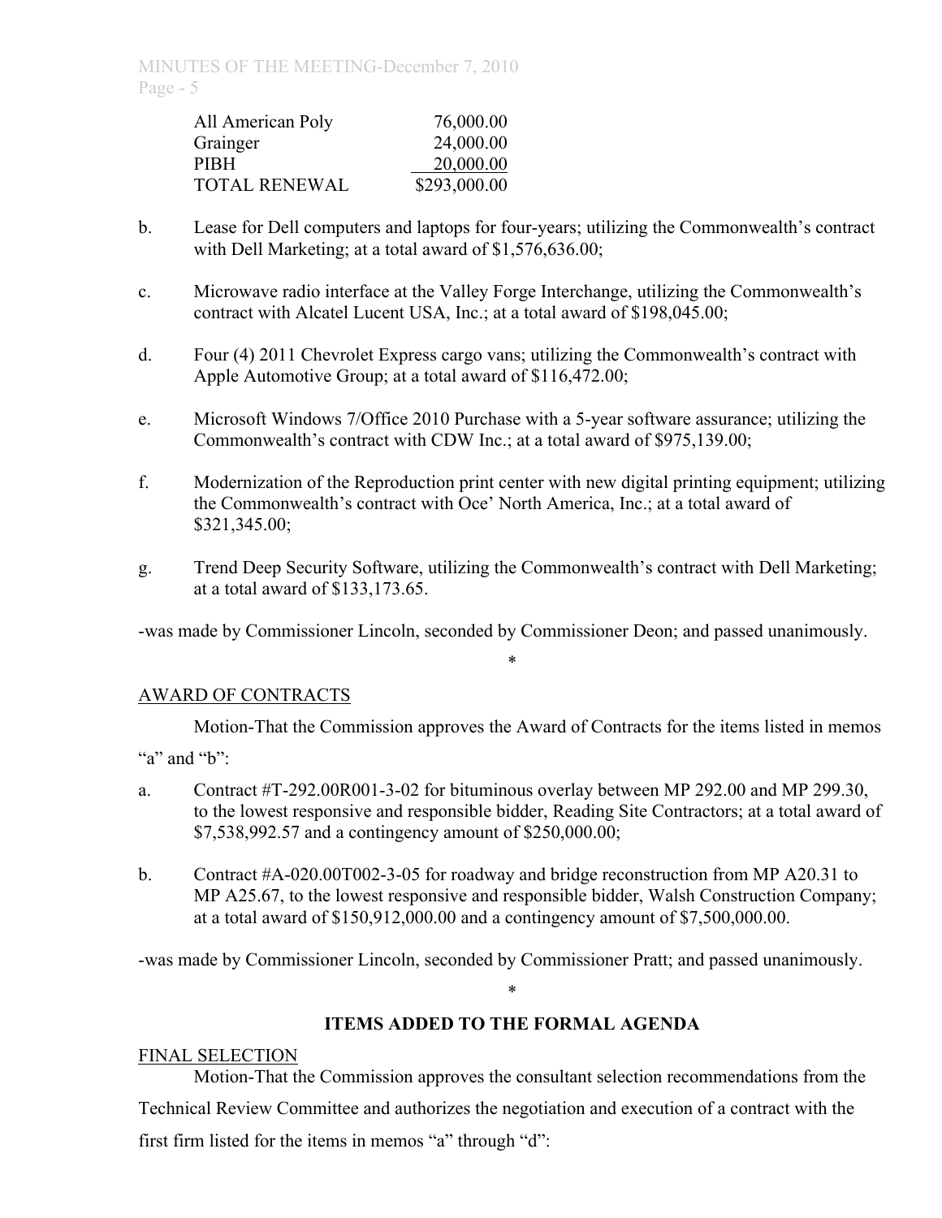| | |
|---|---|
| All American Poly | 76,000.00 |
| Grainger | 24,000.00 |
| PIBH | 20,000.00 |
| TOTAL RENEWAL | $293,000.00 |

b. Lease for Dell computers and laptops for four-years; utilizing the Commonwealth's contract with Dell Marketing; at a total award of $1,576,636.00;

c. Microwave radio interface at the Valley Forge Interchange, utilizing the Commonwealth's contract with Alcatel Lucent USA, Inc.; at a total award of $198,045.00;

d. Four (4) 2011 Chevrolet Express cargo vans; utilizing the Commonwealth's contract with Apple Automotive Group; at a total award of $116,472.00;

e. Microsoft Windows 7/Office 2010 Purchase with a 5-year software assurance; utilizing the Commonwealth's contract with CDW Inc.; at a total award of $975,139.00;

f. Modernization of the Reproduction print center with new digital printing equipment; utilizing the Commonwealth's contract with Oce' North America, Inc.; at a total award of $321,345.00;

g. Trend Deep Security Software, utilizing the Commonwealth's contract with Dell Marketing; at a total award of $133,173.65.

-was made by Commissioner Lincoln, seconded by Commissioner Deon; and passed unanimously.

*

AWARD OF CONTRACTS

Motion-That the Commission approves the Award of Contracts for the items listed in memos "a" and "b":

a. Contract #T-292.00R001-3-02 for bituminous overlay between MP 292.00 and MP 299.30, to the lowest responsive and responsible bidder, Reading Site Contractors; at a total award of $7,538,992.57 and a contingency amount of $250,000.00;

b. Contract #A-020.00T002-3-05 for roadway and bridge reconstruction from MP A20.31 to MP A25.67, to the lowest responsive and responsible bidder, Walsh Construction Company; at a total award of $150,912,000.00 and a contingency amount of $7,500,000.00.

-was made by Commissioner Lincoln, seconded by Commissioner Pratt; and passed unanimously.

*

**ITEMS ADDED TO THE FORMAL AGENDA**

FINAL SELECTION

Motion-That the Commission approves the consultant selection recommendations from the Technical Review Committee and authorizes the negotiation and execution of a contract with the first firm listed for the items in memos "a" through "d":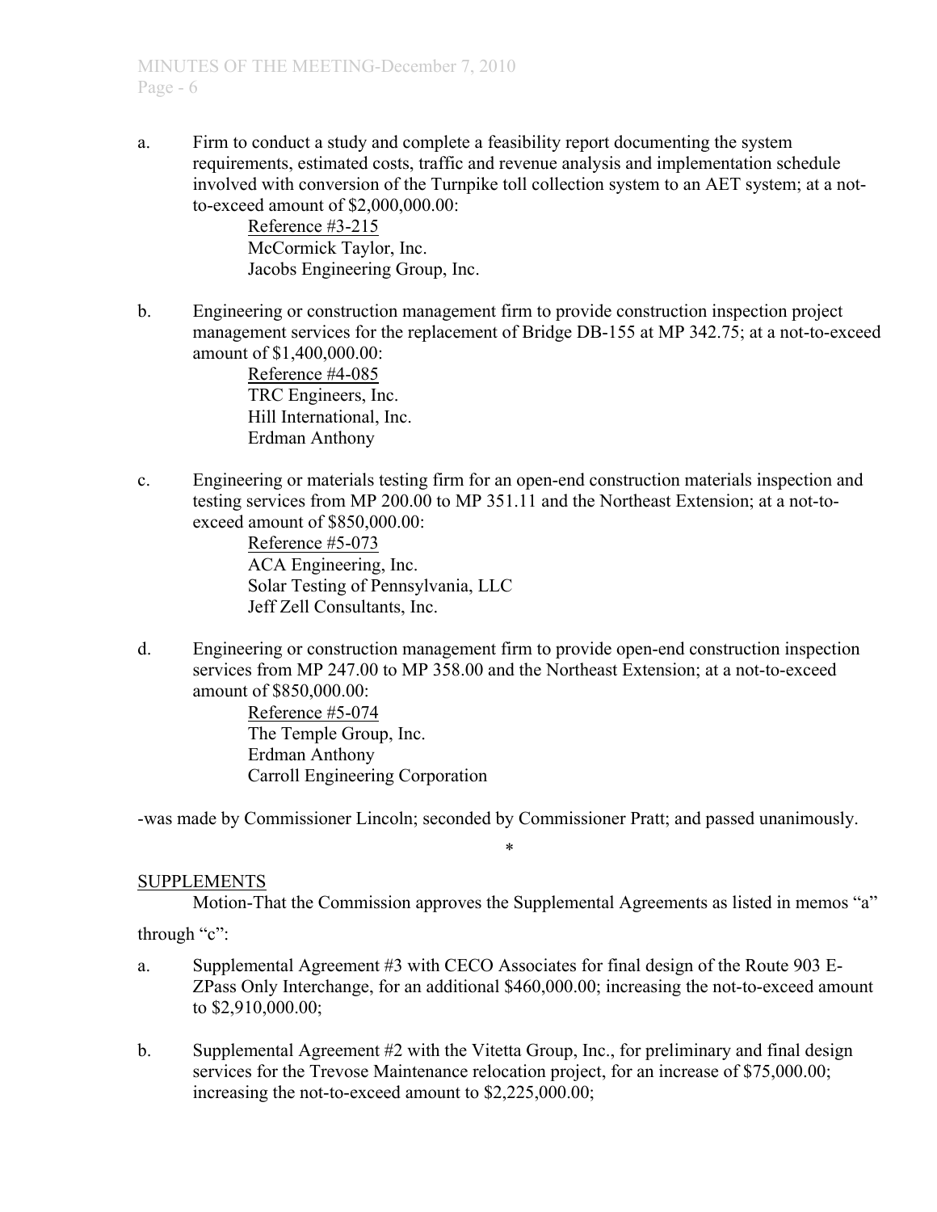a. Firm to conduct a study and complete a feasibility report documenting the system requirements, estimated costs, traffic and revenue analysis and implementation schedule involved with conversion of the Turnpike toll collection system to an AET system; at a not-to-exceed amount of $2,000,000.00:

   Reference #3-215
   McCormick Taylor, Inc.
   Jacobs Engineering Group, Inc.

b. Engineering or construction management firm to provide construction inspection project management services for the replacement of Bridge DB-155 at MP 342.75; at a not-to-exceed amount of $1,400,000.00:

   Reference #4-085
   TRC Engineers, Inc.
   Hill International, Inc.
   Erdman Anthony

c. Engineering or materials testing firm for an open-end construction materials inspection and testing services from MP 200.00 to MP 351.11 and the Northeast Extension; at a not-to-exceed amount of $850,000.00:

   Reference #5-073
   ACA Engineering, Inc.
   Solar Testing of Pennsylvania, LLC
   Jeff Zell Consultants, Inc.

d. Engineering or construction management firm to provide open-end construction inspection services from MP 247.00 to MP 358.00 and the Northeast Extension; at a not-to-exceed amount of $850,000.00:

   Reference #5-074
   The Temple Group, Inc.
   Erdman Anthony
   Carroll Engineering Corporation

-was made by Commissioner Lincoln; seconded by Commissioner Pratt; and passed unanimously.

*

SUPPLEMENTS

Motion-That the Commission approves the Supplemental Agreements as listed in memos "a" through "c":

a. Supplemental Agreement #3 with CECO Associates for final design of the Route 903 E-ZPass Only Interchange, for an additional $460,000.00; increasing the not-to-exceed amount to $2,910,000.00;

b. Supplemental Agreement #2 with the Vitetta Group, Inc., for preliminary and final design services for the Trevose Maintenance relocation project, for an increase of $75,000.00; increasing the not-to-exceed amount to $2,225,000.00;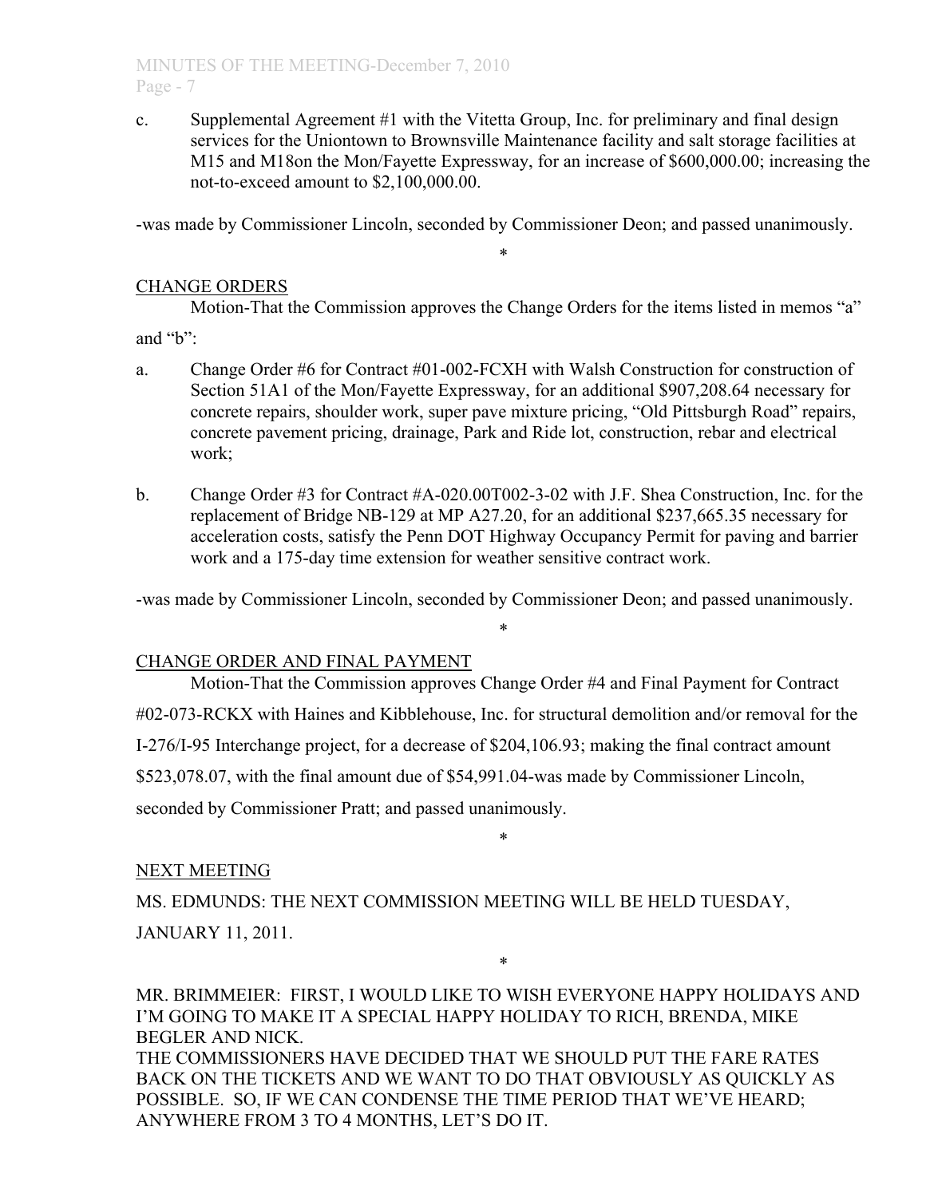c. Supplemental Agreement #1 with the Vitetta Group, Inc. for preliminary and final design services for the Uniontown to Brownsville Maintenance facility and salt storage facilities at M15 and M18on the Mon/Fayette Expressway, for an increase of $600,000.00; increasing the not-to-exceed amount to $2,100,000.00.

-was made by Commissioner Lincoln, seconded by Commissioner Deon; and passed unanimously.

\*

<u>CHANGE ORDERS</u>

Motion-That the Commission approves the Change Orders for the items listed in memos "a" and "b":

a. Change Order #6 for Contract #01-002-FCXH with Walsh Construction for construction of Section 51A1 of the Mon/Fayette Expressway, for an additional $907,208.64 necessary for concrete repairs, shoulder work, super pave mixture pricing, "Old Pittsburgh Road" repairs, concrete pavement pricing, drainage, Park and Ride lot, construction, rebar and electrical work;

b. Change Order #3 for Contract #A-020.00T002-3-02 with J.F. Shea Construction, Inc. for the replacement of Bridge NB-129 at MP A27.20, for an additional $237,665.35 necessary for acceleration costs, satisfy the Penn DOT Highway Occupancy Permit for paving and barrier work and a 175-day time extension for weather sensitive contract work.

-was made by Commissioner Lincoln, seconded by Commissioner Deon; and passed unanimously.

\*

<u>CHANGE ORDER AND FINAL PAYMENT</u>

Motion-That the Commission approves Change Order #4 and Final Payment for Contract #02-073-RCKX with Haines and Kibblehouse, Inc. for structural demolition and/or removal for the I-276/I-95 Interchange project, for a decrease of $204,106.93; making the final contract amount $523,078.07, with the final amount due of $54,991.04-was made by Commissioner Lincoln, seconded by Commissioner Pratt; and passed unanimously.

\*

<u>NEXT MEETING</u>

MS. EDMUNDS: THE NEXT COMMISSION MEETING WILL BE HELD TUESDAY, JANUARY 11, 2011.

\*

MR. BRIMMEIER: FIRST, I WOULD LIKE TO WISH EVERYONE HAPPY HOLIDAYS AND I'M GOING TO MAKE IT A SPECIAL HAPPY HOLIDAY TO RICH, BRENDA, MIKE BEGLER AND NICK.

THE COMMISSIONERS HAVE DECIDED THAT WE SHOULD PUT THE FARE RATES BACK ON THE TICKETS AND WE WANT TO DO THAT OBVIOUSLY AS QUICKLY AS POSSIBLE. SO, IF WE CAN CONDENSE THE TIME PERIOD THAT WE'VE HEARD; ANYWHERE FROM 3 TO 4 MONTHS, LET'S DO IT.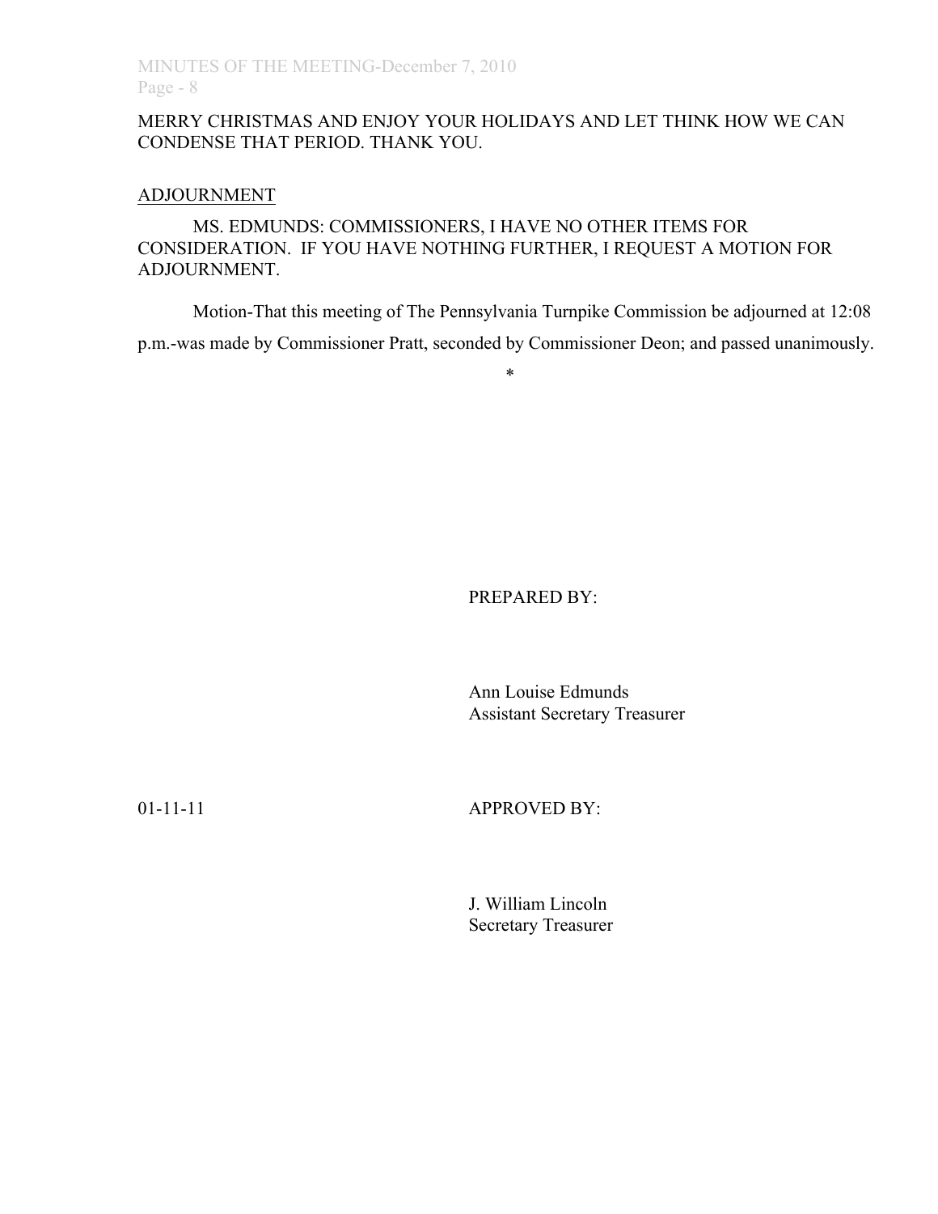MERRY CHRISTMAS AND ENJOY YOUR HOLIDAYS AND LET THINK HOW WE CAN CONDENSE THAT PERIOD. THANK YOU.

ADJOURNMENT

MS. EDMUNDS: COMMISSIONERS, I HAVE NO OTHER ITEMS FOR CONSIDERATION. IF YOU HAVE NOTHING FURTHER, I REQUEST A MOTION FOR ADJOURNMENT.

Motion-That this meeting of The Pennsylvania Turnpike Commission be adjourned at 12:08 p.m.-was made by Commissioner Pratt, seconded by Commissioner Deon; and passed unanimously.

*

PREPARED BY:

Ann Louise Edmunds
Assistant Secretary Treasurer

01-11-11

APPROVED BY:

J. William Lincoln
Secretary Treasurer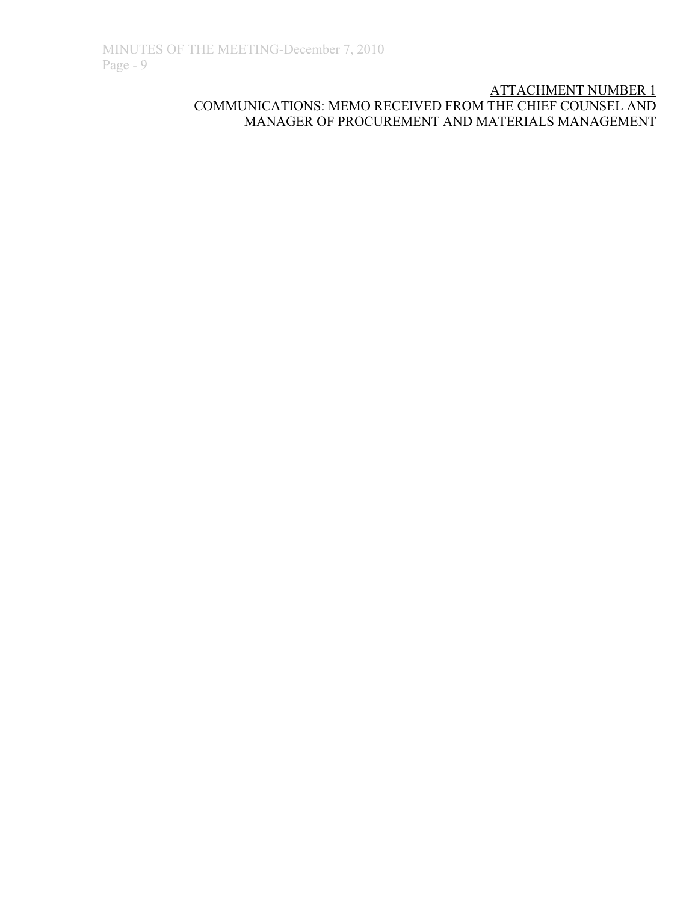<u>ATTACHMENT NUMBER 1</u>

COMMUNICATIONS: MEMO RECEIVED FROM THE CHIEF COUNSEL AND MANAGER OF PROCUREMENT AND MATERIALS MANAGEMENT